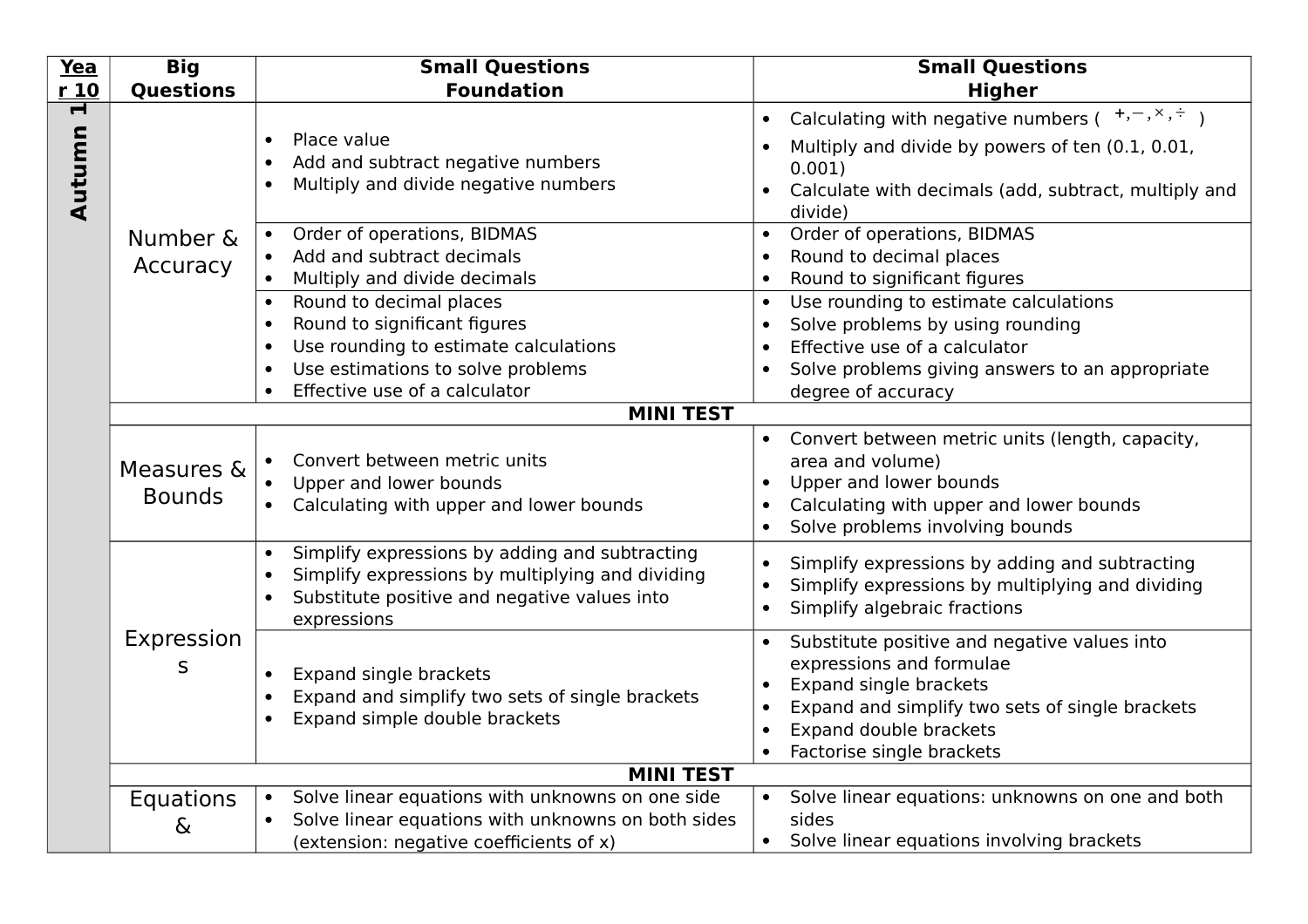| Year 10 | Big Questions | Small Questions Foundation | Small Questions Higher |
|---|---|---|---|
| Autumn 1 | Number & Accuracy | • Place value<br>• Add and subtract negative numbers<br>• Multiply and divide negative numbers | • Calculating with negative numbers ( $+, -, \times, \div$ )<br>• Multiply and divide by powers of ten (0.1, 0.01, 0.001)<br>• Calculate with decimals (add, subtract, multiply and divide) |
| | | • Order of operations, BIDMAS<br>• Add and subtract decimals<br>• Multiply and divide decimals | • Order of operations, BIDMAS<br>• Round to decimal places<br>• Round to significant figures |
| | | • Round to decimal places<br>• Round to significant figures<br>• Use rounding to estimate calculations<br>• Use estimations to solve problems<br>• Effective use of a calculator | • Use rounding to estimate calculations<br>• Solve problems by using rounding<br>• Effective use of a calculator<br>• Solve problems giving answers to an appropriate degree of accuracy |
| | **MINI TEST** | | |
| | Measures & Bounds | • Convert between metric units<br>• Upper and lower bounds<br>• Calculating with upper and lower bounds | • Convert between metric units (length, capacity, area and volume)<br>• Upper and lower bounds<br>• Calculating with upper and lower bounds<br>• Solve problems involving bounds |
| | Expressions | • Simplify expressions by adding and subtracting<br>• Simplify expressions by multiplying and dividing<br>• Substitute positive and negative values into expressions | • Simplify expressions by adding and subtracting<br>• Simplify expressions by multiplying and dividing<br>• Simplify algebraic fractions |
| | | • Expand single brackets<br>• Expand and simplify two sets of single brackets<br>• Expand simple double brackets | • Substitute positive and negative values into expressions and formulae<br>• Expand single brackets<br>• Expand and simplify two sets of single brackets<br>• Expand double brackets<br>• Factorise single brackets |
| | **MINI TEST** | | |
| | Equations & | • Solve linear equations with unknowns on one side<br>• Solve linear equations with unknowns on both sides (extension: negative coefficients of x) | • Solve linear equations: unknowns on one and both sides<br>• Solve linear equations involving brackets |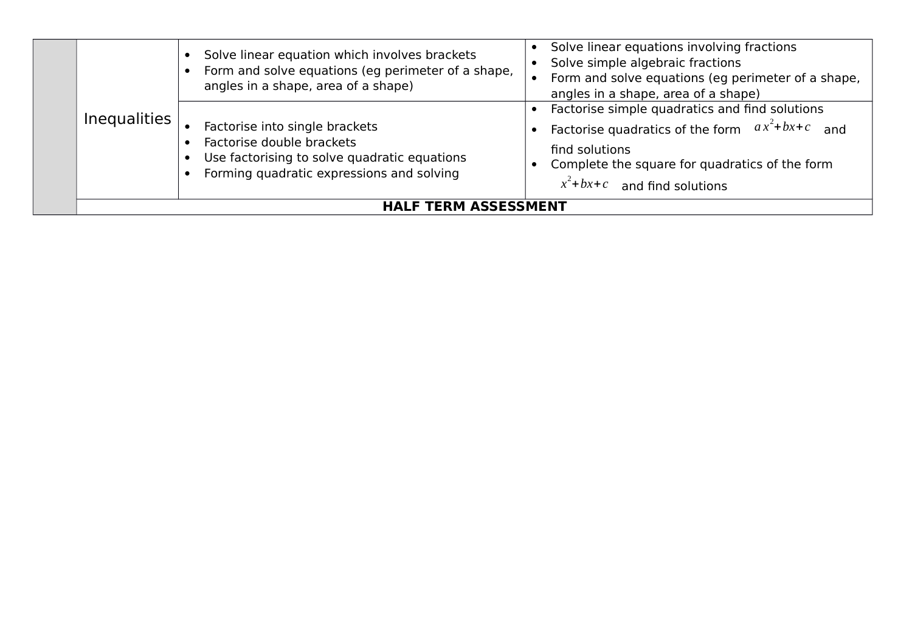|  |  |  |  |
| --- | --- | --- | --- |
|  | Inequalities | • Solve linear equation which involves brackets<br>• Form and solve equations (eg perimeter of a shape, angles in a shape, area of a shape) | • Solve linear equations involving fractions<br>• Solve simple algebraic fractions<br>• Form and solve equations (eg perimeter of a shape, angles in a shape, area of a shape) |
|  |  | • Factorise into single brackets<br>• Factorise double brackets<br>• Use factorising to solve quadratic equations<br>• Forming quadratic expressions and solving | • Factorise simple quadratics and find solutions<br>• Factorise quadratics of the form $ax^2+bx+c$ and find solutions<br>• Complete the square for quadratics of the form $x^2+bx+c$ and find solutions |
|  | **HALF TERM ASSESSMENT** |  |  |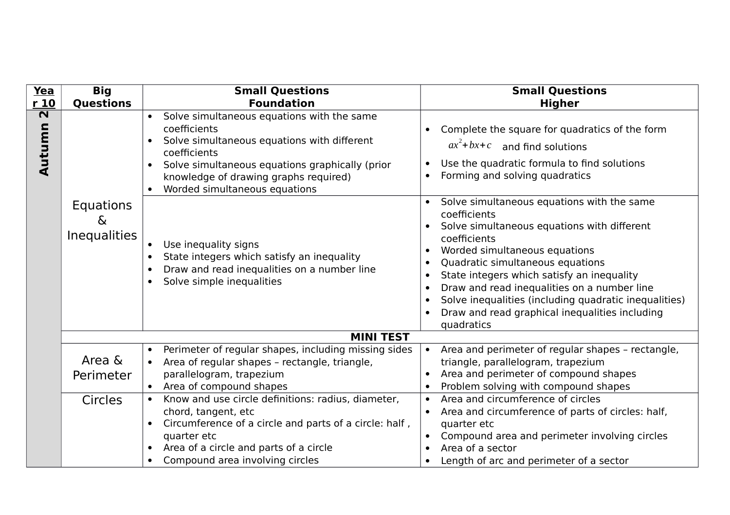| Year 10 | Big Questions | Small Questions Foundation | Small Questions Higher |
|---|---|---|---|
| **Autumn 2** | Equations & Inequalities | • Solve simultaneous equations with the same coefficients<br>• Solve simultaneous equations with different coefficients<br>• Solve simultaneous equations graphically (prior knowledge of drawing graphs required)<br>• Worded simultaneous equations | • Complete the square for quadratics of the form $ax^2+bx+c$ and find solutions<br>• Use the quadratic formula to find solutions<br>• Forming and solving quadratics |
| | | • Use inequality signs<br>• State integers which satisfy an inequality<br>• Draw and read inequalities on a number line<br>• Solve simple inequalities | • Solve simultaneous equations with the same coefficients<br>• Solve simultaneous equations with different coefficients<br>• Worded simultaneous equations<br>• Quadratic simultaneous equations<br>• State integers which satisfy an inequality<br>• Draw and read inequalities on a number line<br>• Solve inequalities (including quadratic inequalities)<br>• Draw and read graphical inequalities including quadratics |
| | **MINI TEST** | | |
| | Area & Perimeter | • Perimeter of regular shapes, including missing sides<br>• Area of regular shapes – rectangle, triangle, parallelogram, trapezium<br>• Area of compound shapes | • Area and perimeter of regular shapes – rectangle, triangle, parallelogram, trapezium<br>• Area and perimeter of compound shapes<br>• Problem solving with compound shapes |
| | Circles | • Know and use circle definitions: radius, diameter, chord, tangent, etc<br>• Circumference of a circle and parts of a circle: half , quarter etc<br>• Area of a circle and parts of a circle<br>• Compound area involving circles | • Area and circumference of circles<br>• Area and circumference of parts of circles: half, quarter etc<br>• Compound area and perimeter involving circles<br>• Area of a sector<br>• Length of arc and perimeter of a sector |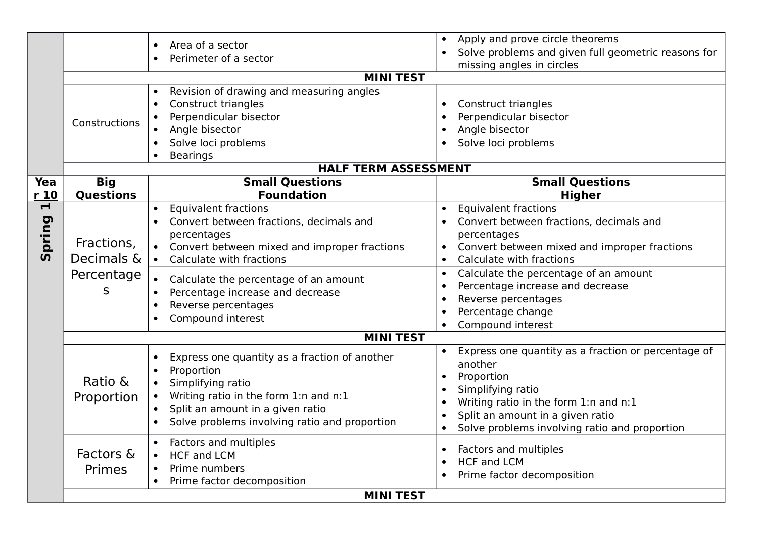| | | | |
|---|---|---|---|
| | | • Area of a sector<br>• Perimeter of a sector | • Apply and prove circle theorems<br>• Solve problems and given full geometric reasons for missing angles in circles |
| | **MINI TEST** | | |
| | Constructions | • Revision of drawing and measuring angles<br>• Construct triangles<br>• Perpendicular bisector<br>• Angle bisector<br>• Solve loci problems<br>• Bearings | • Construct triangles<br>• Perpendicular bisector<br>• Angle bisector<br>• Solve loci problems |
| | **HALF TERM ASSESSMENT** | | |
| **Year 10** | **Big Questions** | **Small Questions Foundation** | **Small Questions Higher** |
| **Spring 1** | Fractions, Decimals & Percentages | • Equivalent fractions<br>• Convert between fractions, decimals and percentages<br>• Convert between mixed and improper fractions<br>• Calculate with fractions | • Equivalent fractions<br>• Convert between fractions, decimals and percentages<br>• Convert between mixed and improper fractions<br>• Calculate with fractions |
| | | • Calculate the percentage of an amount<br>• Percentage increase and decrease<br>• Reverse percentages<br>• Compound interest | • Calculate the percentage of an amount<br>• Percentage increase and decrease<br>• Reverse percentages<br>• Percentage change<br>• Compound interest |
| | **MINI TEST** | | |
| | Ratio & Proportion | • Express one quantity as a fraction of another<br>• Proportion<br>• Simplifying ratio<br>• Writing ratio in the form 1:n and n:1<br>• Split an amount in a given ratio<br>• Solve problems involving ratio and proportion | • Express one quantity as a fraction or percentage of another<br>• Proportion<br>• Simplifying ratio<br>• Writing ratio in the form 1:n and n:1<br>• Split an amount in a given ratio<br>• Solve problems involving ratio and proportion |
| | Factors & Primes | • Factors and multiples<br>• HCF and LCM<br>• Prime numbers<br>• Prime factor decomposition | • Factors and multiples<br>• HCF and LCM<br>• Prime factor decomposition |
| | **MINI TEST** | | |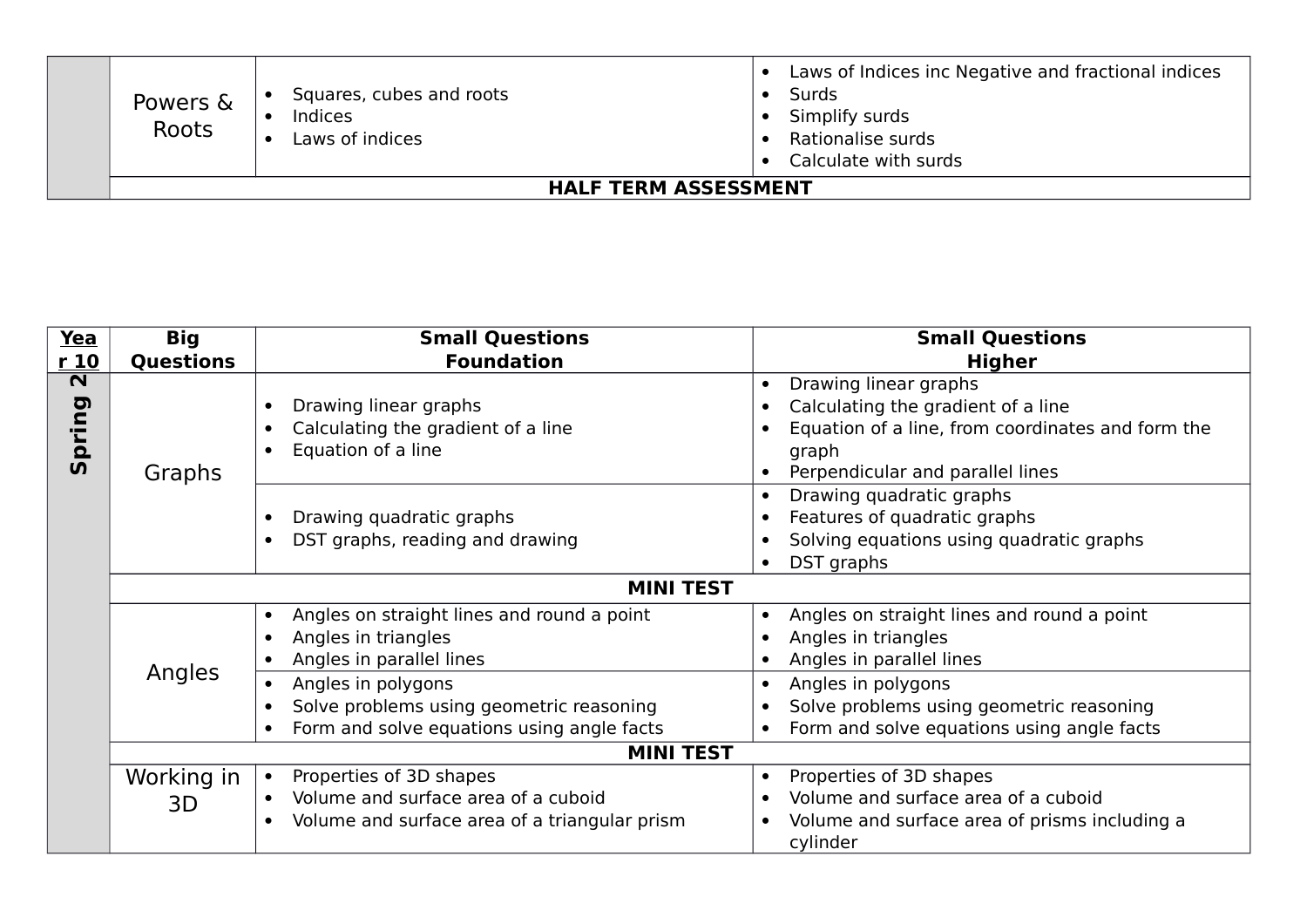| | | | |
|---|---|---|---|
| | Powers & Roots | • Squares, cubes and roots<br>• Indices<br>• Laws of indices | • Laws of Indices inc Negative and fractional indices<br>• Surds<br>• Simplify surds<br>• Rationalise surds<br>• Calculate with surds |
| | **HALF TERM ASSESSMENT** | | |

| Year 10 | Big Questions | Small Questions Foundation | Small Questions Higher |
|---|---|---|---|
| **Spring 2** | Graphs | • Drawing linear graphs<br>• Calculating the gradient of a line<br>• Equation of a line | • Drawing linear graphs<br>• Calculating the gradient of a line<br>• Equation of a line, from coordinates and form the graph<br>• Perpendicular and parallel lines |
| | | • Drawing quadratic graphs<br>• DST graphs, reading and drawing | • Drawing quadratic graphs<br>• Features of quadratic graphs<br>• Solving equations using quadratic graphs<br>• DST graphs |
| | **MINI TEST** | | |
| | Angles | • Angles on straight lines and round a point<br>• Angles in triangles<br>• Angles in parallel lines | • Angles on straight lines and round a point<br>• Angles in triangles<br>• Angles in parallel lines |
| | | • Angles in polygons<br>• Solve problems using geometric reasoning<br>• Form and solve equations using angle facts | • Angles in polygons<br>• Solve problems using geometric reasoning<br>• Form and solve equations using angle facts |
| | **MINI TEST** | | |
| | Working in 3D | • Properties of 3D shapes<br>• Volume and surface area of a cuboid<br>• Volume and surface area of a triangular prism | • Properties of 3D shapes<br>• Volume and surface area of a cuboid<br>• Volume and surface area of prisms including a cylinder |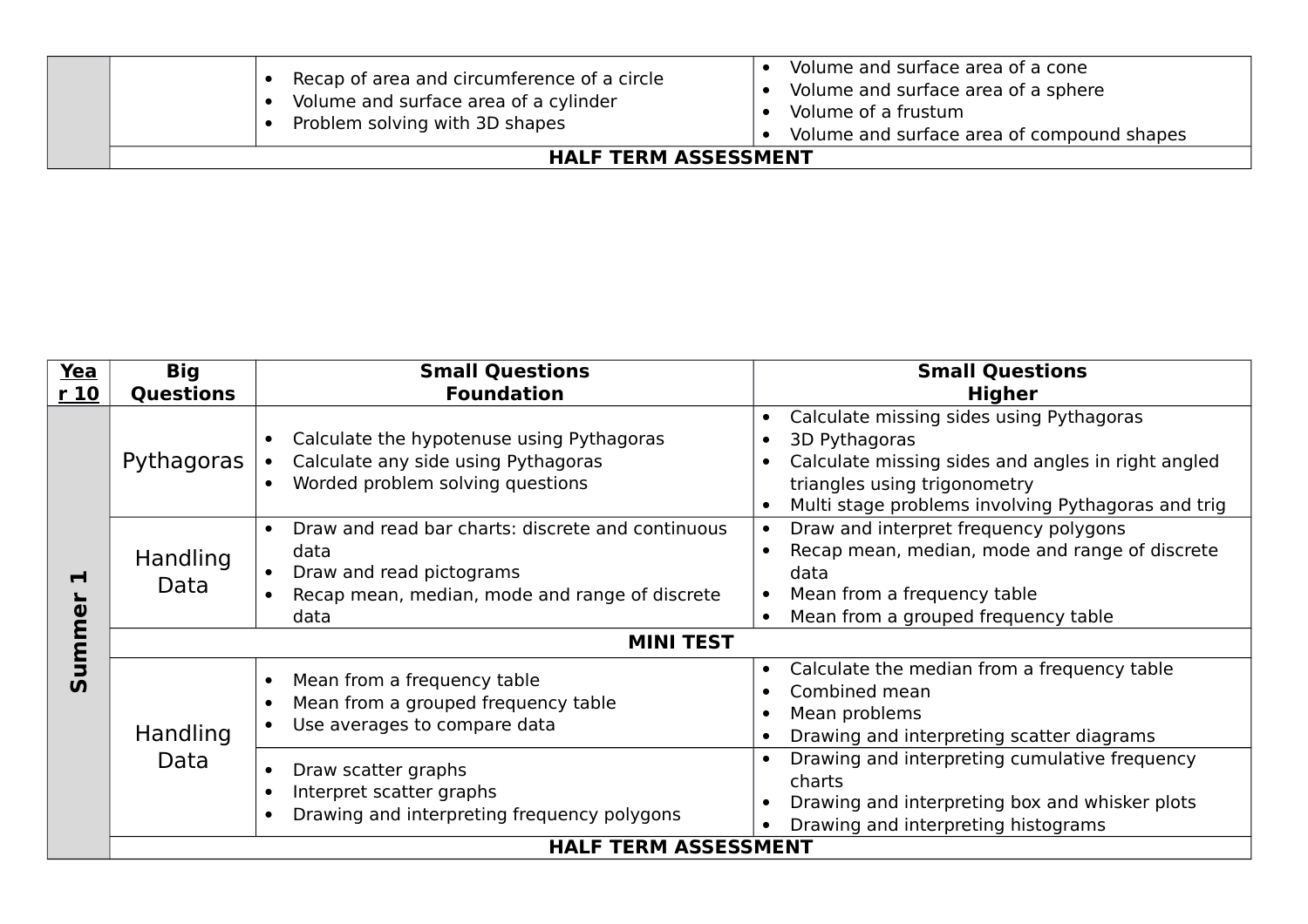| | | | |
|---|---|---|---|
| | | • Recap of area and circumference of a circle<br>• Volume and surface area of a cylinder<br>• Problem solving with 3D shapes | • Volume and surface area of a cone<br>• Volume and surface area of a sphere<br>• Volume of a frustum<br>• Volume and surface area of compound shapes |
| | **HALF TERM ASSESSMENT** | | |

| **Year 10** | **Big Questions** | **Small Questions Foundation** | **Small Questions Higher** |
|---|---|---|---|
| **Summer 1** | Pythagoras | • Calculate the hypotenuse using Pythagoras<br>• Calculate any side using Pythagoras<br>• Worded problem solving questions | • Calculate missing sides using Pythagoras<br>• 3D Pythagoras<br>• Calculate missing sides and angles in right angled triangles using trigonometry<br>• Multi stage problems involving Pythagoras and trig |
| | Handling Data | • Draw and read bar charts: discrete and continuous data<br>• Draw and read pictograms<br>• Recap mean, median, mode and range of discrete data | • Draw and interpret frequency polygons<br>• Recap mean, median, mode and range of discrete data<br>• Mean from a frequency table<br>• Mean from a grouped frequency table |
| | **MINI TEST** | | |
| | Handling Data | • Mean from a frequency table<br>• Mean from a grouped frequency table<br>• Use averages to compare data | • Calculate the median from a frequency table<br>• Combined mean<br>• Mean problems<br>• Drawing and interpreting scatter diagrams |
| | | • Draw scatter graphs<br>• Interpret scatter graphs<br>• Drawing and interpreting frequency polygons | • Drawing and interpreting cumulative frequency charts<br>• Drawing and interpreting box and whisker plots<br>• Drawing and interpreting histograms |
| | **HALF TERM ASSESSMENT** | | |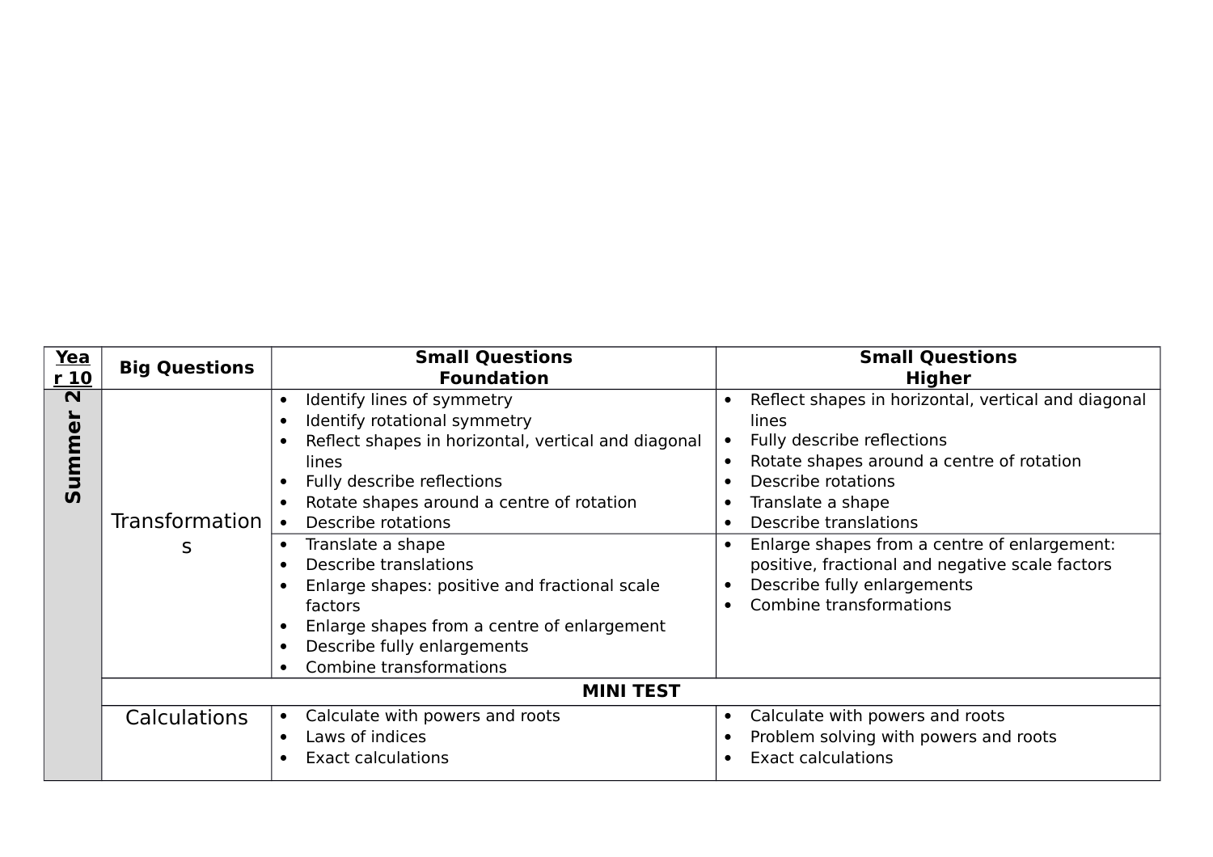| Year 10 | Big Questions | Small Questions Foundation | Small Questions Higher |
|---|---|---|---|
| Summer 2 | Transformations | • Identify lines of symmetry<br>• Identify rotational symmetry<br>• Reflect shapes in horizontal, vertical and diagonal lines<br>• Fully describe reflections<br>• Rotate shapes around a centre of rotation<br>• Describe rotations | • Reflect shapes in horizontal, vertical and diagonal lines<br>• Fully describe reflections<br>• Rotate shapes around a centre of rotation<br>• Describe rotations<br>• Translate a shape<br>• Describe translations |
| | | • Translate a shape<br>• Describe translations<br>• Enlarge shapes: positive and fractional scale factors<br>• Enlarge shapes from a centre of enlargement<br>• Describe fully enlargements<br>• Combine transformations | • Enlarge shapes from a centre of enlargement: positive, fractional and negative scale factors<br>• Describe fully enlargements<br>• Combine transformations |
| | **MINI TEST** | | |
| | Calculations | • Calculate with powers and roots<br>• Laws of indices<br>• Exact calculations | • Calculate with powers and roots<br>• Problem solving with powers and roots<br>• Exact calculations |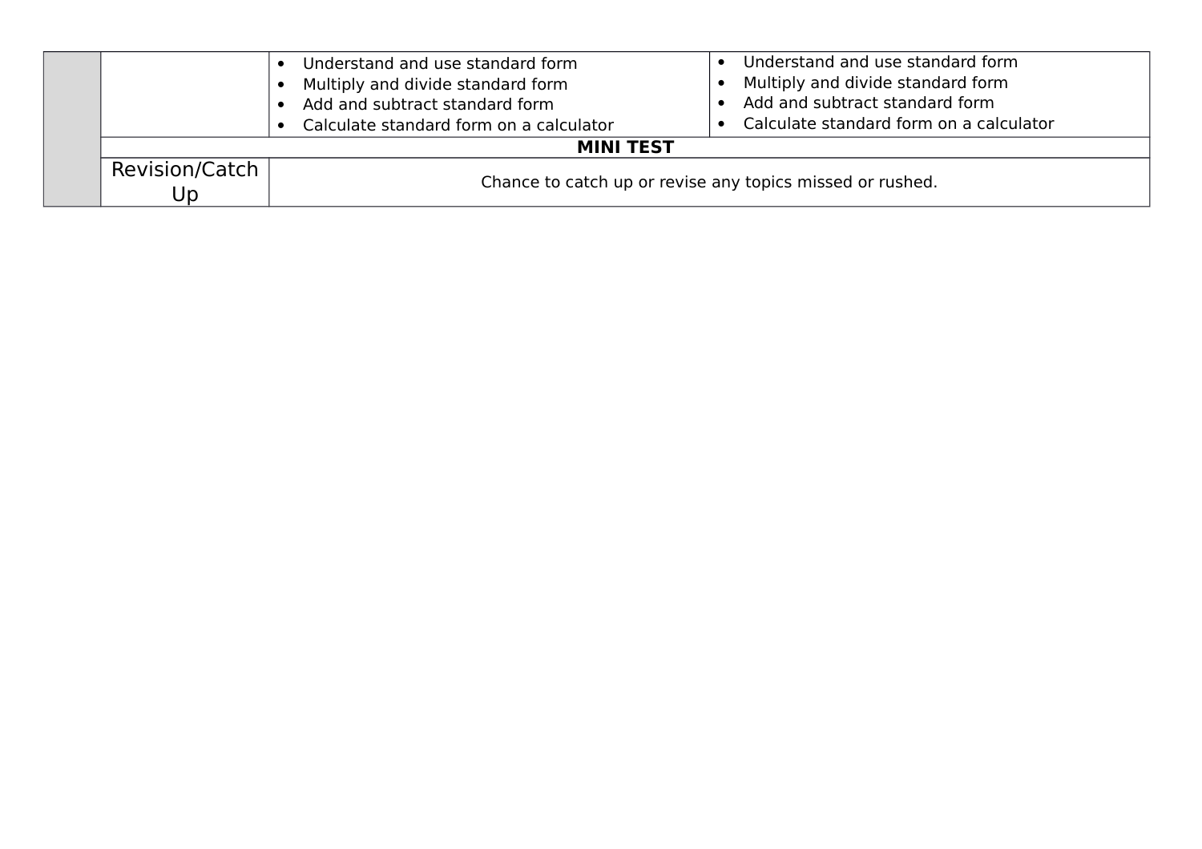| | | | |
|---|---|---|---|
| | | • Understand and use standard form<br>• Multiply and divide standard form<br>• Add and subtract standard form<br>• Calculate standard form on a calculator | • Understand and use standard form<br>• Multiply and divide standard form<br>• Add and subtract standard form<br>• Calculate standard form on a calculator |
| | **MINI TEST** | | |
| | Revision/Catch Up | Chance to catch up or revise any topics missed or rushed. | |